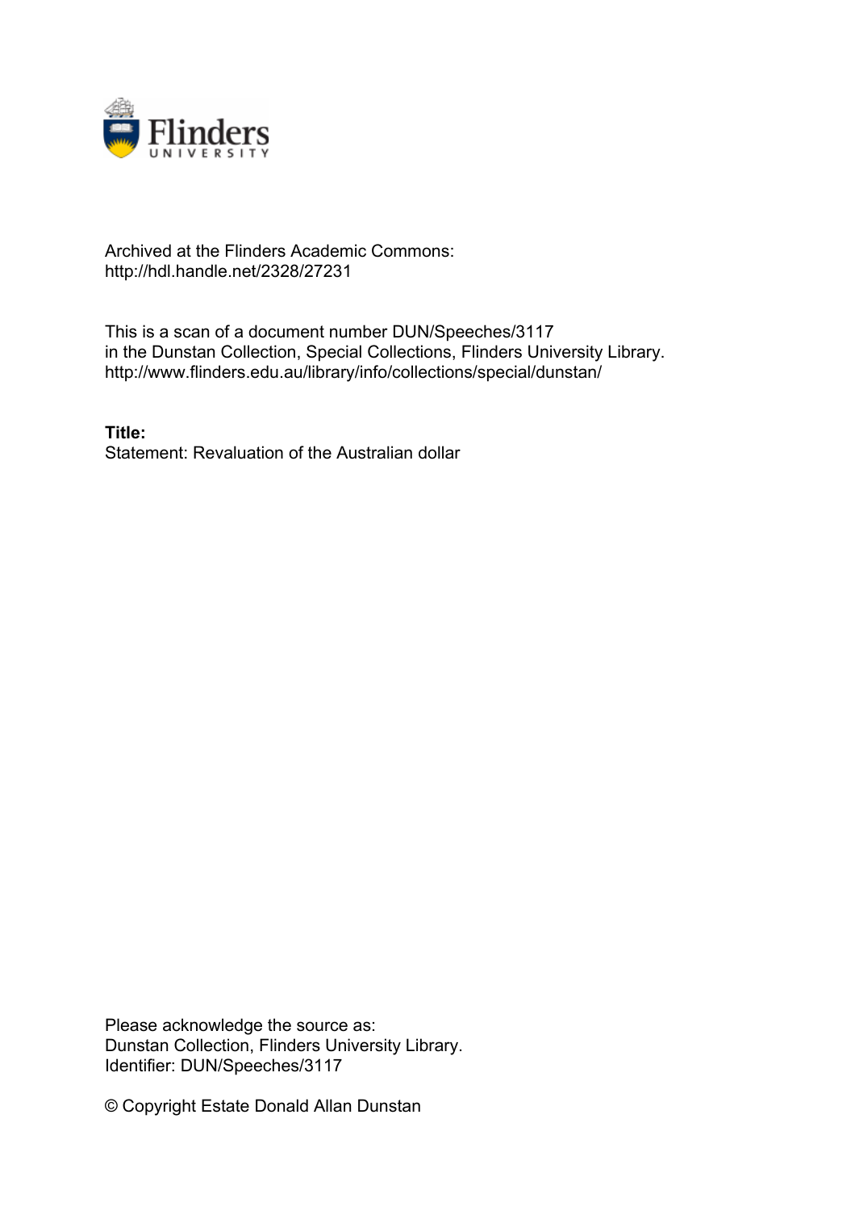Archived at the Flinders Academic Commons:
http://hdl.handle.net/2328/27231

This is a scan of a document number DUN/Speeches/3117
in the Dunstan Collection, Special Collections, Flinders University Library.
http://www.flinders.edu.au/library/info/collections/special/dunstan/

**Title:**
Statement: Revaluation of the Australian dollar

Please acknowledge the source as:
Dunstan Collection, Flinders University Library.
Identifier: DUN/Speeches/3117

© Copyright Estate Donald Allan Dunstan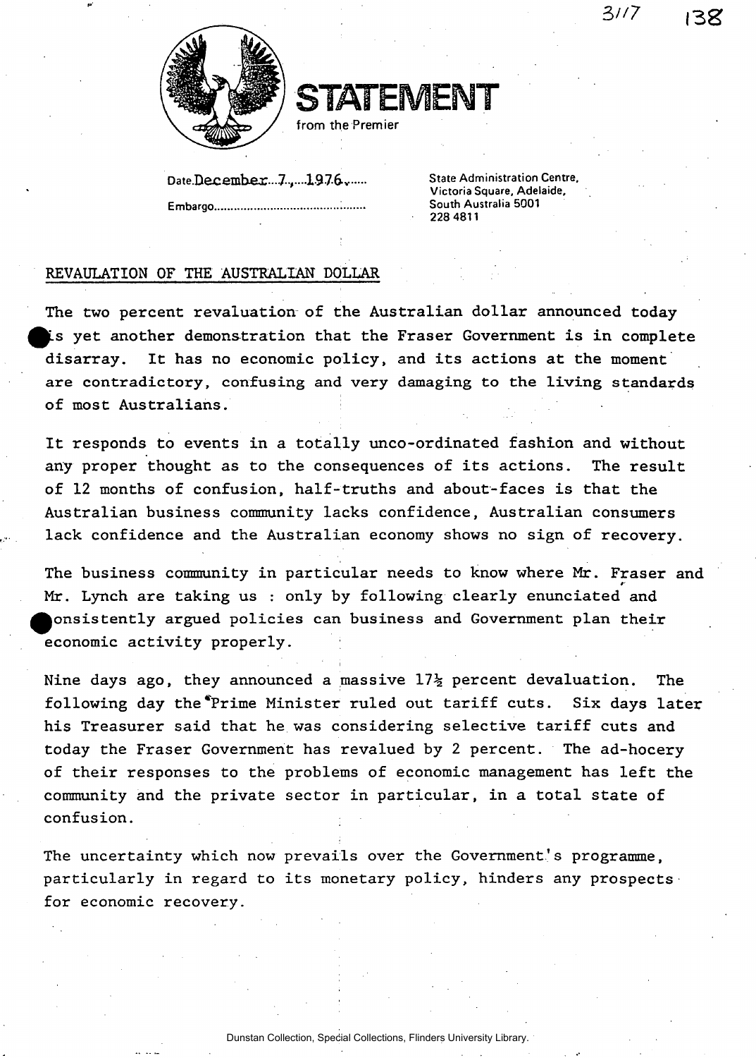# STATEMENT

from the Premier

Date December 7, 1976

Embargo..........................................

State Administration Centre,
Victoria Square, Adelaide,
South Australia 5001
228 4811

## REVAULATION OF THE AUSTRALIAN DOLLAR

The two percent revaluation of the Australian dollar announced today is yet another demonstration that the Fraser Government is in complete disarray. It has no economic policy, and its actions at the moment are contradictory, confusing and very damaging to the living standards of most Australians.

It responds to events in a totally unco-ordinated fashion and without any proper thought as to the consequences of its actions. The result of 12 months of confusion, half-truths and about-faces is that the Australian business community lacks confidence, Australian consumers lack confidence and the Australian economy shows no sign of recovery.

The business community in particular needs to know where Mr. Fraser and Mr. Lynch are taking us : only by following clearly enunciated and consistently argued policies can business and Government plan their economic activity properly.

Nine days ago, they announced a massive 17½ percent devaluation. The following day the Prime Minister ruled out tariff cuts. Six days later his Treasurer said that he was considering selective tariff cuts and today the Fraser Government has revalued by 2 percent. The ad-hocery of their responses to the problems of economic management has left the community and the private sector in particular, in a total state of confusion.

The uncertainty which now prevails over the Government's programme, particularly in regard to its monetary policy, hinders any prospects for economic recovery.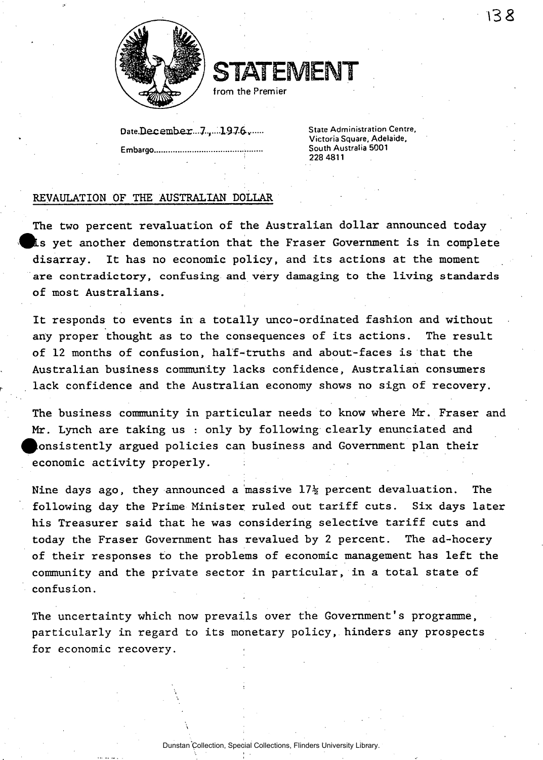# STATEMENT

from the Premier

Date December 7, 1976.

Embargo..............................................

State Administration Centre,
Victoria Square, Adelaide,
South Australia 5001
228 4811

REVAULATION OF THE AUSTRALIAN DOLLAR

The two percent revaluation of the Australian dollar announced today is yet another demonstration that the Fraser Government is in complete disarray. It has no economic policy, and its actions at the moment are contradictory, confusing and very damaging to the living standards of most Australians.

It responds to events in a totally unco-ordinated fashion and without any proper thought as to the consequences of its actions. The result of 12 months of confusion, half-truths and about-faces is that the Australian business community lacks confidence, Australian consumers lack confidence and the Australian economy shows no sign of recovery.

The business community in particular needs to know where Mr. Fraser and Mr. Lynch are taking us : only by following clearly enunciated and consistently argued policies can business and Government plan their economic activity properly.

Nine days ago, they announced a massive 17½ percent devaluation. The following day the Prime Minister ruled out tariff cuts. Six days later his Treasurer said that he was considering selective tariff cuts and today the Fraser Government has revalued by 2 percent. The ad-hocery of their responses to the problems of economic management has left the community and the private sector in particular, in a total state of confusion.

The uncertainty which now prevails over the Government's programme, particularly in regard to its monetary policy, hinders any prospects for economic recovery.

Dunstan Collection, Special Collections, Flinders University Library.